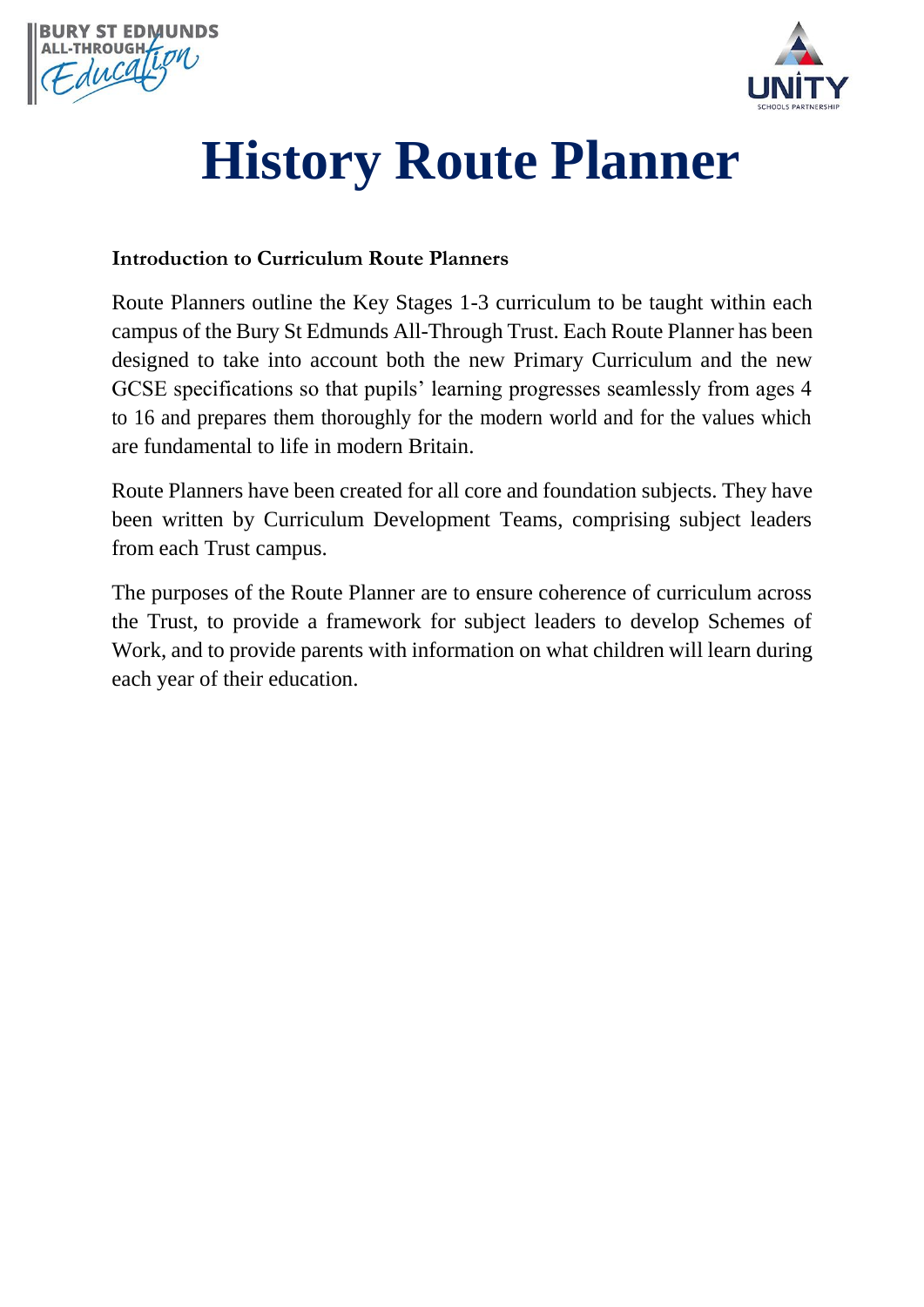# History Route Planner

**Introduction to Curriculum Route Planners**

Route Planners outline the Key Stages 1-3 curriculum to be taught within each campus of the Bury St Edmunds All-Through Trust. Each Route Planner has been designed to take into account both the new Primary Curriculum and the new GCSE specifications so that pupils' learning progresses seamlessly from ages 4 to 16 and prepares them thoroughly for the modern world and for the values which are fundamental to life in modern Britain.

Route Planners have been created for all core and foundation subjects. They have been written by Curriculum Development Teams, comprising subject leaders from each Trust campus.

The purposes of the Route Planner are to ensure coherence of curriculum across the Trust, to provide a framework for subject leaders to develop Schemes of Work, and to provide parents with information on what children will learn during each year of their education.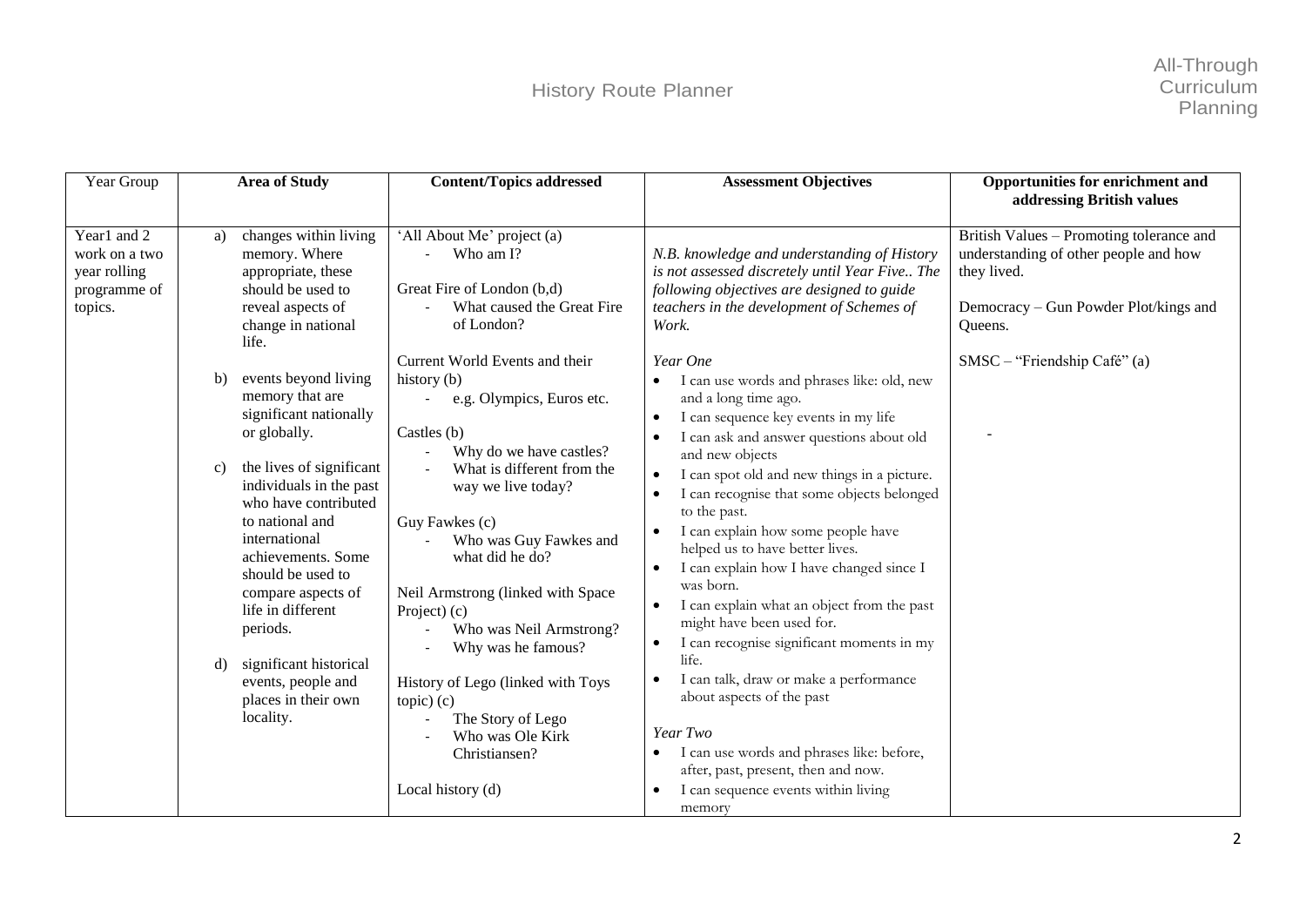| Year Group | Area of Study | Content/Topics addressed | Assessment Objectives | Opportunities for enrichment and addressing British values |
|---|---|---|---|---|
| Year1 and 2 work on a two year rolling programme of topics. | a) changes within living memory. Where appropriate, these should be used to reveal aspects of change in national life.<br><br>b) events beyond living memory that are significant nationally or globally.<br><br>c) the lives of significant individuals in the past who have contributed to national and international achievements. Some should be used to compare aspects of life in different periods.<br><br>d) significant historical events, people and places in their own locality. | 'All About Me' project (a)<br>- Who am I?<br><br>Great Fire of London (b,d)<br>- What caused the Great Fire of London?<br><br>Current World Events and their history (b)<br>- e.g. Olympics, Euros etc.<br><br>Castles (b)<br>- Why do we have castles?<br>- What is different from the way we live today?<br><br>Guy Fawkes (c)<br>- Who was Guy Fawkes and what did he do?<br><br>Neil Armstrong (linked with Space Project) (c)<br>- Who was Neil Armstrong?<br>- Why was he famous?<br><br>History of Lego (linked with Toys topic) (c)<br>- The Story of Lego<br>- Who was Ole Kirk Christiansen?<br><br>Local history (d) | *N.B. knowledge and understanding of History is not assessed discretely until Year Five.. The following objectives are designed to guide teachers in the development of Schemes of Work.*<br><br>*Year One*<br>• I can use words and phrases like: old, new and a long time ago.<br>• I can sequence key events in my life<br>• I can ask and answer questions about old and new objects<br>• I can spot old and new things in a picture.<br>• I can recognise that some objects belonged to the past.<br>• I can explain how some people have helped us to have better lives.<br>• I can explain how I have changed since I was born.<br>• I can explain what an object from the past might have been used for.<br>• I can recognise significant moments in my life.<br>• I can talk, draw or make a performance about aspects of the past<br><br>*Year Two*<br>• I can use words and phrases like: before, after, past, present, then and now.<br>• I can sequence events within living memory | British Values – Promoting tolerance and understanding of other people and how they lived.<br><br>Democracy – Gun Powder Plot/kings and Queens.<br><br>SMSC – "Friendship Café" (a)<br><br>- |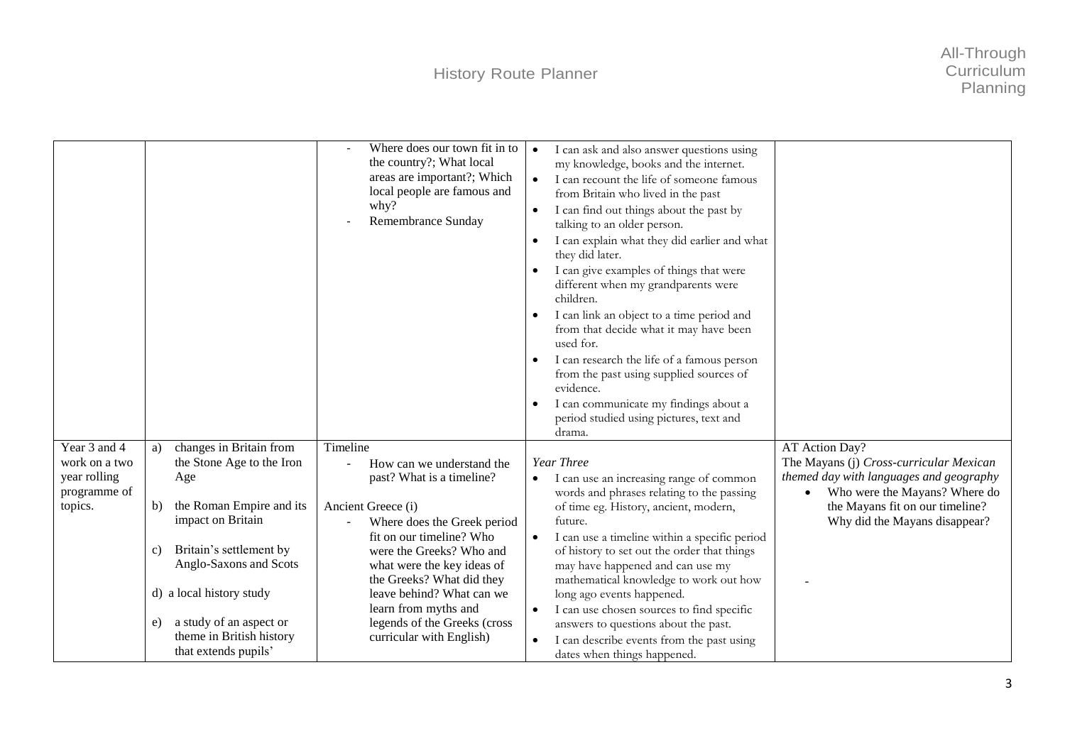| | | | | |
|---|---|---|---|---|
| | | - Where does our town fit in to the country?; What local areas are important?; Which local people are famous and why?<br>- Remembrance Sunday | • I can ask and also answer questions using my knowledge, books and the internet.<br>• I can recount the life of someone famous from Britain who lived in the past<br>• I can find out things about the past by talking to an older person.<br>• I can explain what they did earlier and what they did later.<br>• I can give examples of things that were different when my grandparents were children.<br>• I can link an object to a time period and from that decide what it may have been used for.<br>• I can research the life of a famous person from the past using supplied sources of evidence.<br>• I can communicate my findings about a period studied using pictures, text and drama. | |
| Year 3 and 4 work on a two year rolling programme of topics. | a) changes in Britain from the Stone Age to the Iron Age<br><br>b) the Roman Empire and its impact on Britain<br><br>c) Britain's settlement by Anglo-Saxons and Scots<br><br>d) a local history study<br><br>e) a study of an aspect or theme in British history that extends pupils' | Timeline<br>- How can we understand the past? What is a timeline?<br><br>Ancient Greece (i)<br>- Where does the Greek period fit on our timeline? Who were the Greeks? Who and what were the key ideas of the Greeks? What did they leave behind? What can we learn from myths and legends of the Greeks (cross curricular with English) | *Year Three*<br>• I can use an increasing range of common words and phrases relating to the passing of time eg. History, ancient, modern, future.<br>• I can use a timeline within a specific period of history to set out the order that things may have happened and can use my mathematical knowledge to work out how long ago events happened.<br>• I can use chosen sources to find specific answers to questions about the past.<br>• I can describe events from the past using dates when things happened. | AT Action Day?<br>The Mayans (j) *Cross-curricular Mexican themed day with languages and geography*<br>• Who were the Mayans? Where do the Mayans fit on our timeline? Why did the Mayans disappear?<br><br>- |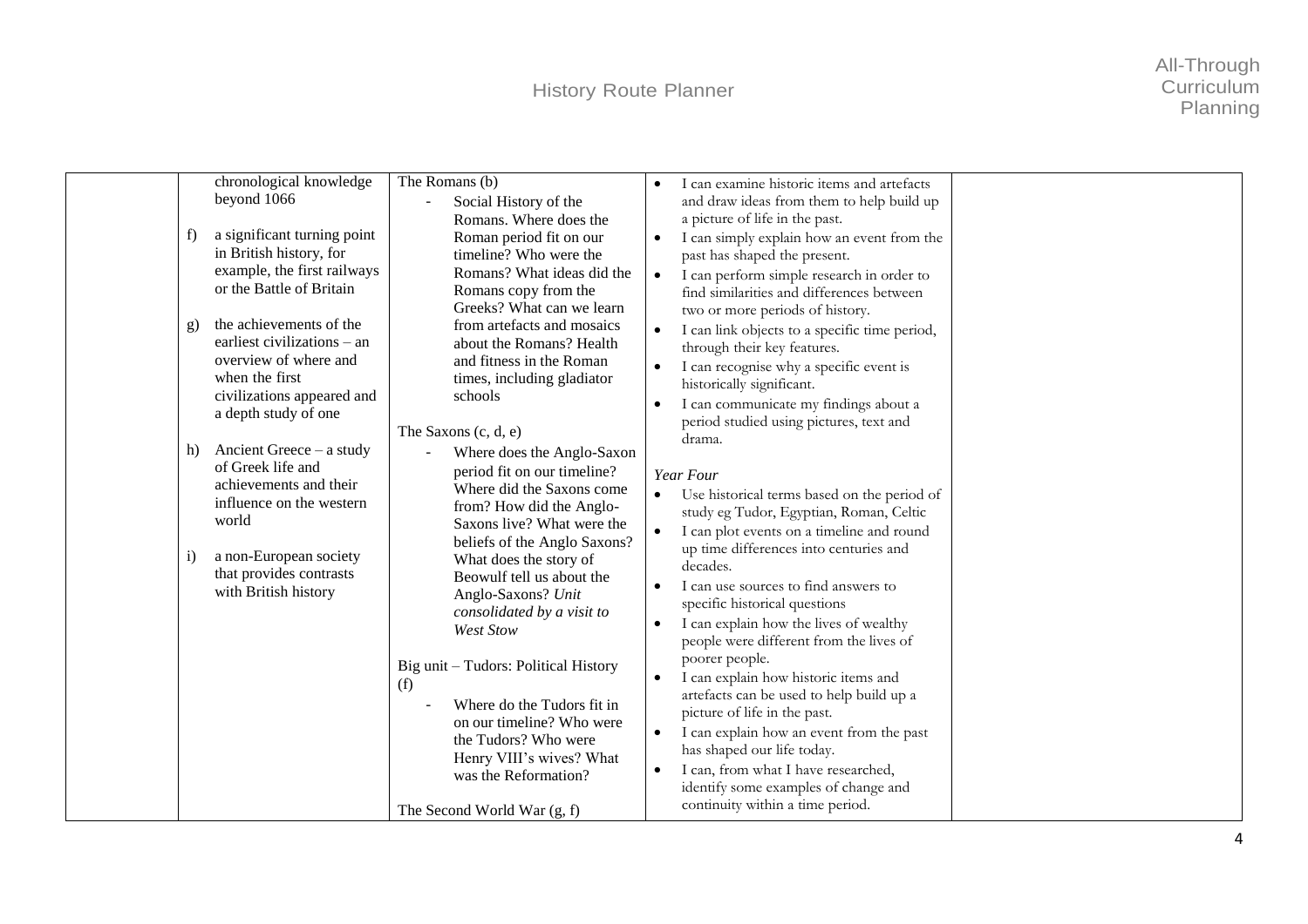| | | | | |
|---|---|---|---|---|
| | chronological knowledge beyond 1066<br><br>f) a significant turning point in British history, for example, the first railways or the Battle of Britain<br><br>g) the achievements of the earliest civilizations – an overview of where and when the first civilizations appeared and a depth study of one<br><br>h) Ancient Greece – a study of Greek life and achievements and their influence on the western world<br><br>i) a non-European society that provides contrasts with British history | The Romans (b)<br>- Social History of the Romans. Where does the Roman period fit on our timeline? Who were the Romans? What ideas did the Romans copy from the Greeks? What can we learn from artefacts and mosaics about the Romans? Health and fitness in the Roman times, including gladiator schools<br><br>The Saxons (c, d, e)<br>- Where does the Anglo-Saxon period fit on our timeline? Where did the Saxons come from? How did the Anglo-Saxons live? What were the beliefs of the Anglo Saxons? What does the story of Beowulf tell us about the Anglo-Saxons? *Unit consolidated by a visit to West Stow*<br><br>Big unit – Tudors: Political History (f)<br>- Where do the Tudors fit in on our timeline? Who were the Tudors? Who were Henry VIII's wives? What was the Reformation?<br><br>The Second World War (g, f) | • I can examine historic items and artefacts and draw ideas from them to help build up a picture of life in the past.<br>• I can simply explain how an event from the past has shaped the present.<br>• I can perform simple research in order to find similarities and differences between two or more periods of history.<br>• I can link objects to a specific time period, through their key features.<br>• I can recognise why a specific event is historically significant.<br>• I can communicate my findings about a period studied using pictures, text and drama.<br><br>*Year Four*<br>• Use historical terms based on the period of study eg Tudor, Egyptian, Roman, Celtic<br>• I can plot events on a timeline and round up time differences into centuries and decades.<br>• I can use sources to find answers to specific historical questions<br>• I can explain how the lives of wealthy people were different from the lives of poorer people.<br>• I can explain how historic items and artefacts can be used to help build up a picture of life in the past.<br>• I can explain how an event from the past has shaped our life today.<br>• I can, from what I have researched, identify some examples of change and continuity within a time period. | |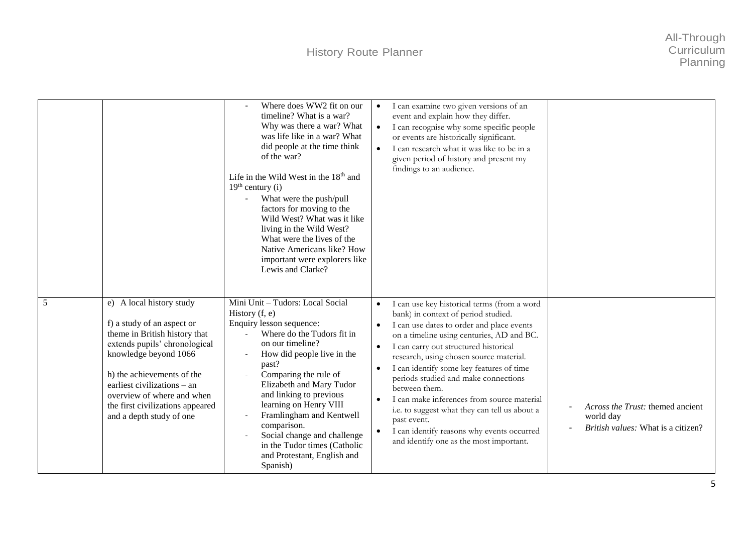| | | | | |
|---|---|---|---|---|
| | | - Where does WW2 fit on our timeline? What is a war? Why was there a war? What was life like in a war? What did people at the time think of the war?<br><br>Life in the Wild West in the 18th and 19th century (i)<br>- What were the push/pull factors for moving to the Wild West? What was it like living in the Wild West? What were the lives of the Native Americans like? How important were explorers like Lewis and Clarke? | • I can examine two given versions of an event and explain how they differ.<br>• I can recognise why some specific people or events are historically significant.<br>• I can research what it was like to be in a given period of history and present my findings to an audience. | |
| 5 | e) A local history study<br><br>f) a study of an aspect or theme in British history that extends pupils' chronological knowledge beyond 1066<br><br>h) the achievements of the earliest civilizations – an overview of where and when the first civilizations appeared and a depth study of one | Mini Unit – Tudors: Local Social History (f, e)<br>Enquiry lesson sequence:<br>- Where do the Tudors fit in on our timeline?<br>- How did people live in the past?<br>- Comparing the rule of Elizabeth and Mary Tudor and linking to previous learning on Henry VIII<br>- Framlingham and Kentwell comparison.<br>- Social change and challenge in the Tudor times (Catholic and Protestant, English and Spanish) | • I can use key historical terms (from a word bank) in context of period studied.<br>• I can use dates to order and place events on a timeline using centuries, AD and BC.<br>• I can carry out structured historical research, using chosen source material.<br>• I can identify some key features of time periods studied and make connections between them.<br>• I can make inferences from source material i.e. to suggest what they can tell us about a past event.<br>• I can identify reasons why events occurred and identify one as the most important. | - *Across the Trust:* themed ancient world day<br>- *British values:* What is a citizen? |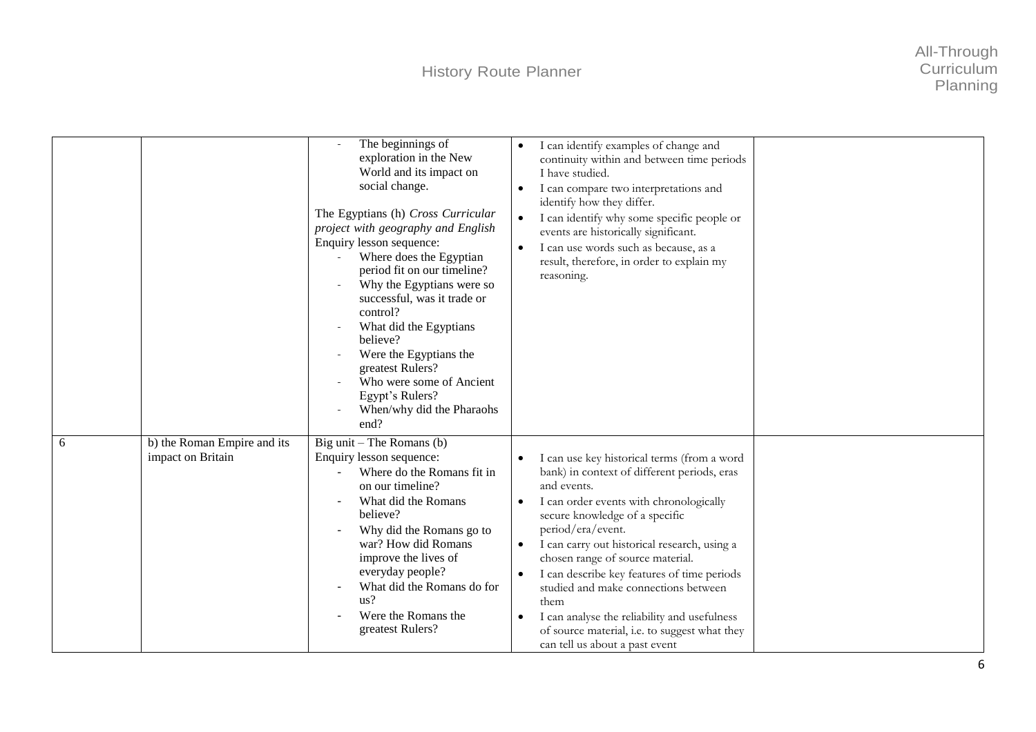| | | | | |
|---|---|---|---|---|
| | | - The beginnings of exploration in the New World and its impact on social change.<br><br>The Egyptians (h) *Cross Curricular project with geography and English*<br>Enquiry lesson sequence:<br>- Where does the Egyptian period fit on our timeline?<br>- Why the Egyptians were so successful, was it trade or control?<br>- What did the Egyptians believe?<br>- Were the Egyptians the greatest Rulers?<br>- Who were some of Ancient Egypt's Rulers?<br>- When/why did the Pharaohs end? | • I can identify examples of change and continuity within and between time periods I have studied.<br>• I can compare two interpretations and identify how they differ.<br>• I can identify why some specific people or events are historically significant.<br>• I can use words such as because, as a result, therefore, in order to explain my reasoning. | |
| 6 | b) the Roman Empire and its impact on Britain | Big unit – The Romans (b)<br>Enquiry lesson sequence:<br>- Where do the Romans fit in on our timeline?<br>- What did the Romans believe?<br>- Why did the Romans go to war? How did Romans improve the lives of everyday people?<br>- What did the Romans do for us?<br>- Were the Romans the greatest Rulers? | • I can use key historical terms (from a word bank) in context of different periods, eras and events.<br>• I can order events with chronologically secure knowledge of a specific period/era/event.<br>• I can carry out historical research, using a chosen range of source material.<br>• I can describe key features of time periods studied and make connections between them<br>• I can analyse the reliability and usefulness of source material, i.e. to suggest what they can tell us about a past event | |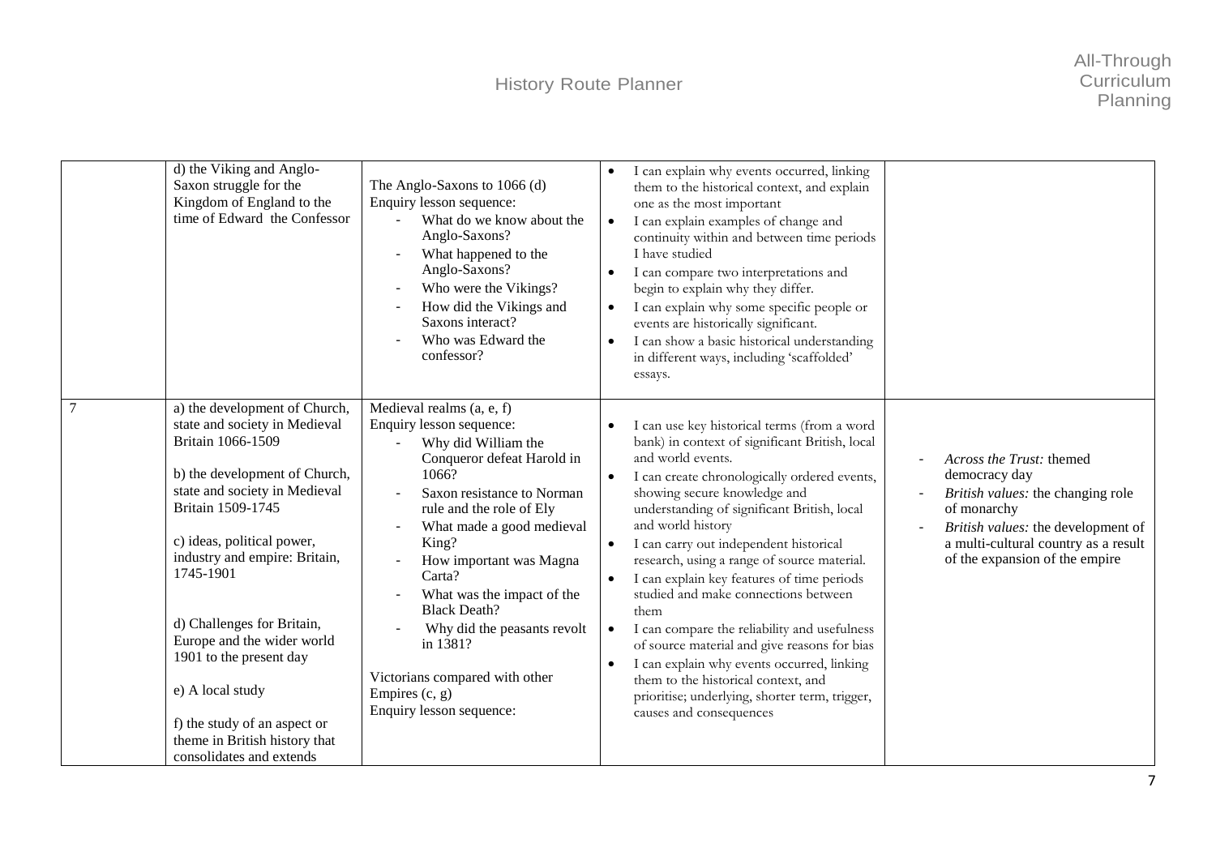| | | | | |
|---|---|---|---|---|
| | d) the Viking and Anglo-Saxon struggle for the Kingdom of England to the time of Edward the Confessor | The Anglo-Saxons to 1066 (d)<br>Enquiry lesson sequence:<br>- What do we know about the Anglo-Saxons?<br>- What happened to the Anglo-Saxons?<br>- Who were the Vikings?<br>- How did the Vikings and Saxons interact?<br>- Who was Edward the confessor? | • I can explain why events occurred, linking them to the historical context, and explain one as the most important<br>• I can explain examples of change and continuity within and between time periods I have studied<br>• I can compare two interpretations and begin to explain why they differ.<br>• I can explain why some specific people or events are historically significant.<br>• I can show a basic historical understanding in different ways, including 'scaffolded' essays. | |
| 7 | a) the development of Church, state and society in Medieval Britain 1066-1509<br><br>b) the development of Church, state and society in Medieval Britain 1509-1745<br><br>c) ideas, political power, industry and empire: Britain, 1745-1901<br><br>d) Challenges for Britain, Europe and the wider world 1901 to the present day<br><br>e) A local study<br><br>f) the study of an aspect or theme in British history that consolidates and extends | Medieval realms (a, e, f)<br>Enquiry lesson sequence:<br>- Why did William the Conqueror defeat Harold in 1066?<br>- Saxon resistance to Norman rule and the role of Ely<br>- What made a good medieval King?<br>- How important was Magna Carta?<br>- What was the impact of the Black Death?<br>- Why did the peasants revolt in 1381?<br><br>Victorians compared with other Empires (c, g)<br>Enquiry lesson sequence: | • I can use key historical terms (from a word bank) in context of significant British, local and world events.<br>• I can create chronologically ordered events, showing secure knowledge and understanding of significant British, local and world history<br>• I can carry out independent historical research, using a range of source material.<br>• I can explain key features of time periods studied and make connections between them<br>• I can compare the reliability and usefulness of source material and give reasons for bias<br>• I can explain why events occurred, linking them to the historical context, and prioritise; underlying, shorter term, trigger, causes and consequences | - *Across the Trust:* themed democracy day<br>- *British values:* the changing role of monarchy<br>- *British values:* the development of a multi-cultural country as a result of the expansion of the empire |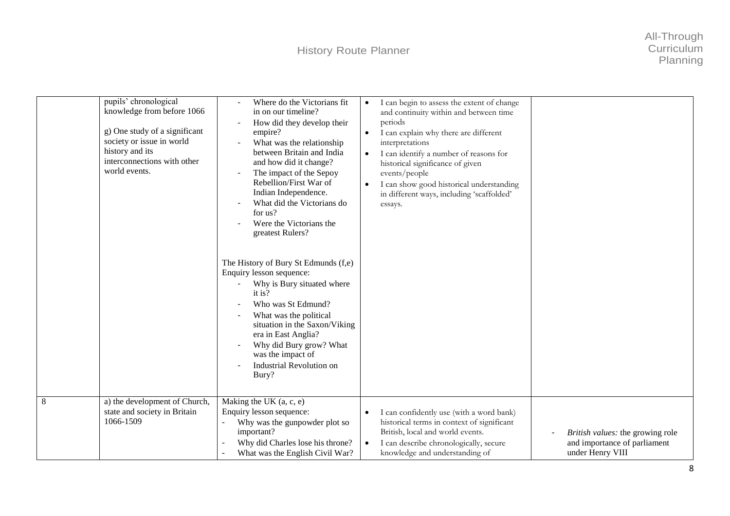| | | | | |
|---|---|---|---|---|
| | pupils' chronological knowledge from before 1066<br><br>g) One study of a significant society or issue in world history and its interconnections with other world events. | - Where do the Victorians fit in on our timeline?<br>- How did they develop their empire?<br>- What was the relationship between Britain and India and how did it change?<br>- The impact of the Sepoy Rebellion/First War of Indian Independence.<br>- What did the Victorians do for us?<br>- Were the Victorians the greatest Rulers?<br><br>The History of Bury St Edmunds (f,e)<br>Enquiry lesson sequence:<br>- Why is Bury situated where it is?<br>- Who was St Edmund?<br>- What was the political situation in the Saxon/Viking era in East Anglia?<br>- Why did Bury grow? What was the impact of<br>- Industrial Revolution on Bury? | • I can begin to assess the extent of change and continuity within and between time periods<br>• I can explain why there are different interpretations<br>• I can identify a number of reasons for historical significance of given events/people<br>• I can show good historical understanding in different ways, including 'scaffolded' essays. | |
| 8 | a) the development of Church, state and society in Britain 1066-1509 | Making the UK (a, c, e)<br>Enquiry lesson sequence:<br>- Why was the gunpowder plot so important?<br>- Why did Charles lose his throne?<br>- What was the English Civil War? | • I can confidently use (with a word bank) historical terms in context of significant British, local and world events.<br>• I can describe chronologically, secure knowledge and understanding of | - *British values:* the growing role and importance of parliament under Henry VIII |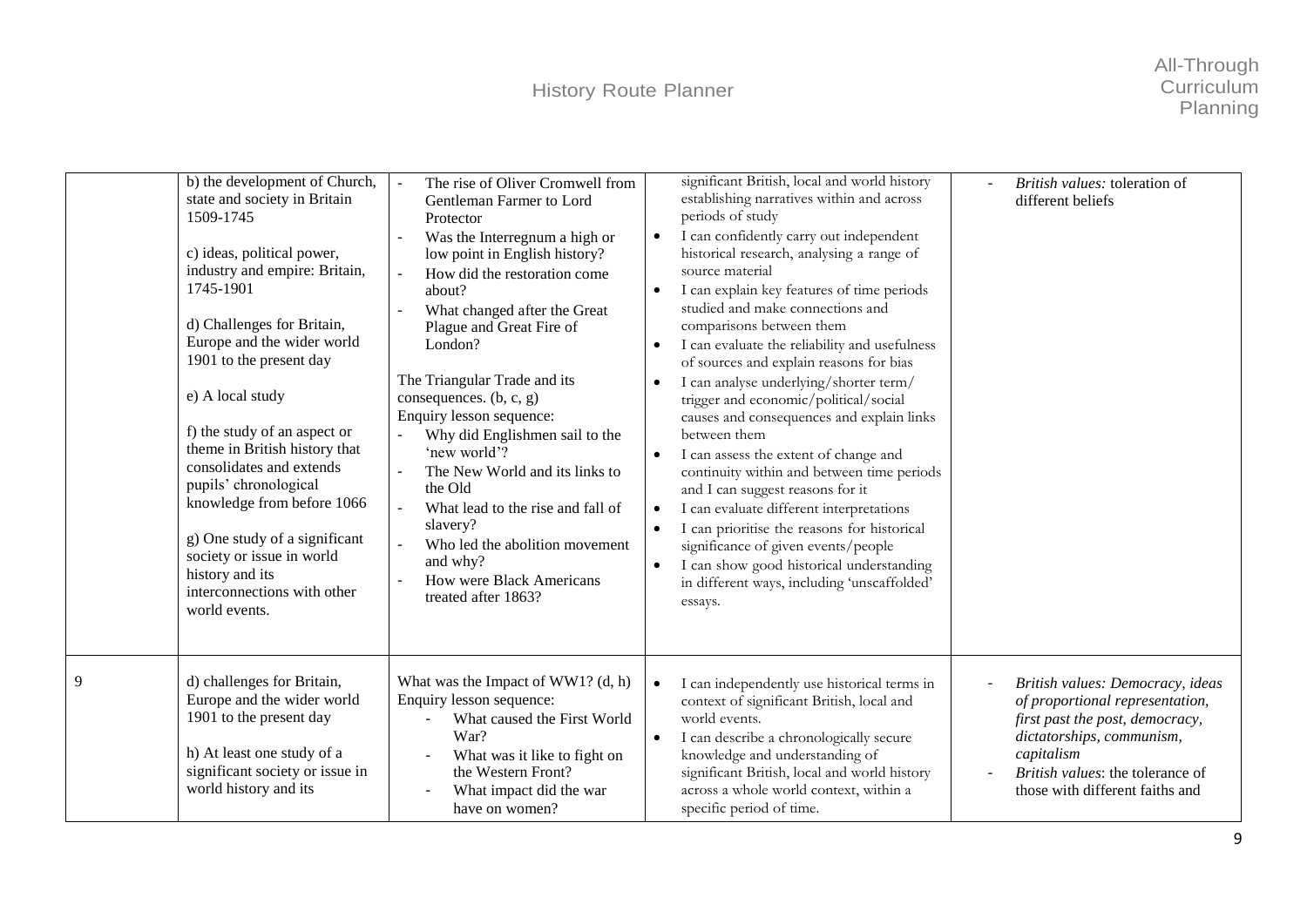| | | | | |
|---|---|---|---|---|
| | b) the development of Church, state and society in Britain 1509-1745<br><br>c) ideas, political power, industry and empire: Britain, 1745-1901<br><br>d) Challenges for Britain, Europe and the wider world 1901 to the present day<br><br>e) A local study<br><br>f) the study of an aspect or theme in British history that consolidates and extends pupils' chronological knowledge from before 1066<br><br>g) One study of a significant society or issue in world history and its interconnections with other world events. | - The rise of Oliver Cromwell from Gentleman Farmer to Lord Protector<br>- Was the Interregnum a high or low point in English history?<br>- How did the restoration come about?<br>- What changed after the Great Plague and Great Fire of London?<br><br>The Triangular Trade and its consequences. (b, c, g)<br>Enquiry lesson sequence:<br>- Why did Englishmen sail to the 'new world'?<br>- The New World and its links to the Old<br>- What lead to the rise and fall of slavery?<br>- Who led the abolition movement and why?<br>- How were Black Americans treated after 1863? | significant British, local and world history establishing narratives within and across periods of study<br>• I can confidently carry out independent historical research, analysing a range of source material<br>• I can explain key features of time periods studied and make connections and comparisons between them<br>• I can evaluate the reliability and usefulness of sources and explain reasons for bias<br>• I can analyse underlying/shorter term/ trigger and economic/political/social causes and consequences and explain links between them<br>• I can assess the extent of change and continuity within and between time periods and I can suggest reasons for it<br>• I can evaluate different interpretations<br>• I can prioritise the reasons for historical significance of given events/people<br>• I can show good historical understanding in different ways, including 'unscaffolded' essays. | - *British values:* toleration of different beliefs |
| 9 | d) challenges for Britain, Europe and the wider world 1901 to the present day<br><br>h) At least one study of a significant society or issue in world history and its | What was the Impact of WW1? (d, h)<br>Enquiry lesson sequence:<br>- What caused the First World War?<br>- What was it like to fight on the Western Front?<br>- What impact did the war have on women? | • I can independently use historical terms in context of significant British, local and world events.<br>• I can describe a chronologically secure knowledge and understanding of significant British, local and world history across a whole world context, within a specific period of time. | - *British values: Democracy, ideas of proportional representation, first past the post, democracy, dictatorships, communism, capitalism*<br>- *British values*: the tolerance of those with different faiths and |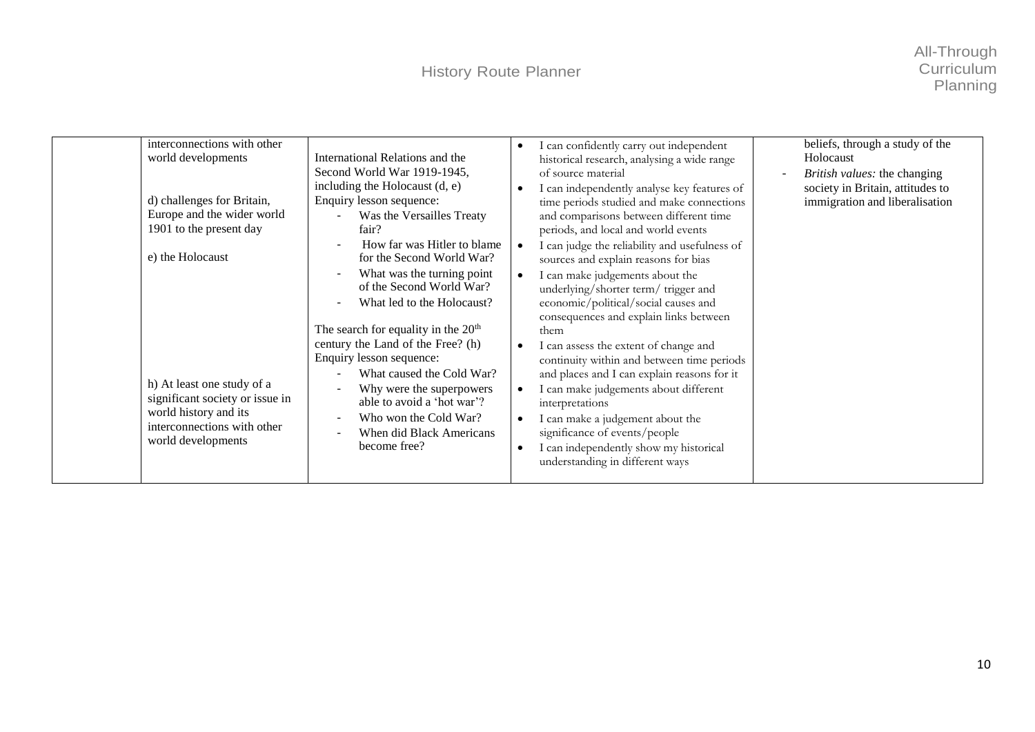| | | | | |
|---|---|---|---|---|
| | interconnections with other world developments<br><br>d) challenges for Britain, Europe and the wider world 1901 to the present day<br><br>e) the Holocaust<br><br>h) At least one study of a significant society or issue in world history and its interconnections with other world developments | International Relations and the Second World War 1919-1945, including the Holocaust (d, e)<br>Enquiry lesson sequence:<br>- Was the Versailles Treaty fair?<br>- How far was Hitler to blame for the Second World War?<br>- What was the turning point of the Second World War?<br>- What led to the Holocaust?<br><br>The search for equality in the 20th century the Land of the Free? (h)<br>Enquiry lesson sequence:<br>- What caused the Cold War?<br>- Why were the superpowers able to avoid a 'hot war'?<br>- Who won the Cold War?<br>- When did Black Americans become free? | • I can confidently carry out independent historical research, analysing a wide range of source material<br>• I can independently analyse key features of time periods studied and make connections and comparisons between different time periods, and local and world events<br>• I can judge the reliability and usefulness of sources and explain reasons for bias<br>• I can make judgements about the underlying/shorter term/ trigger and economic/political/social causes and consequences and explain links between them<br>• I can assess the extent of change and continuity within and between time periods and places and I can explain reasons for it<br>• I can make judgements about different interpretations<br>• I can make a judgement about the significance of events/people<br>• I can independently show my historical understanding in different ways | beliefs, through a study of the Holocaust<br>- *British values:* the changing society in Britain, attitudes to immigration and liberalisation |